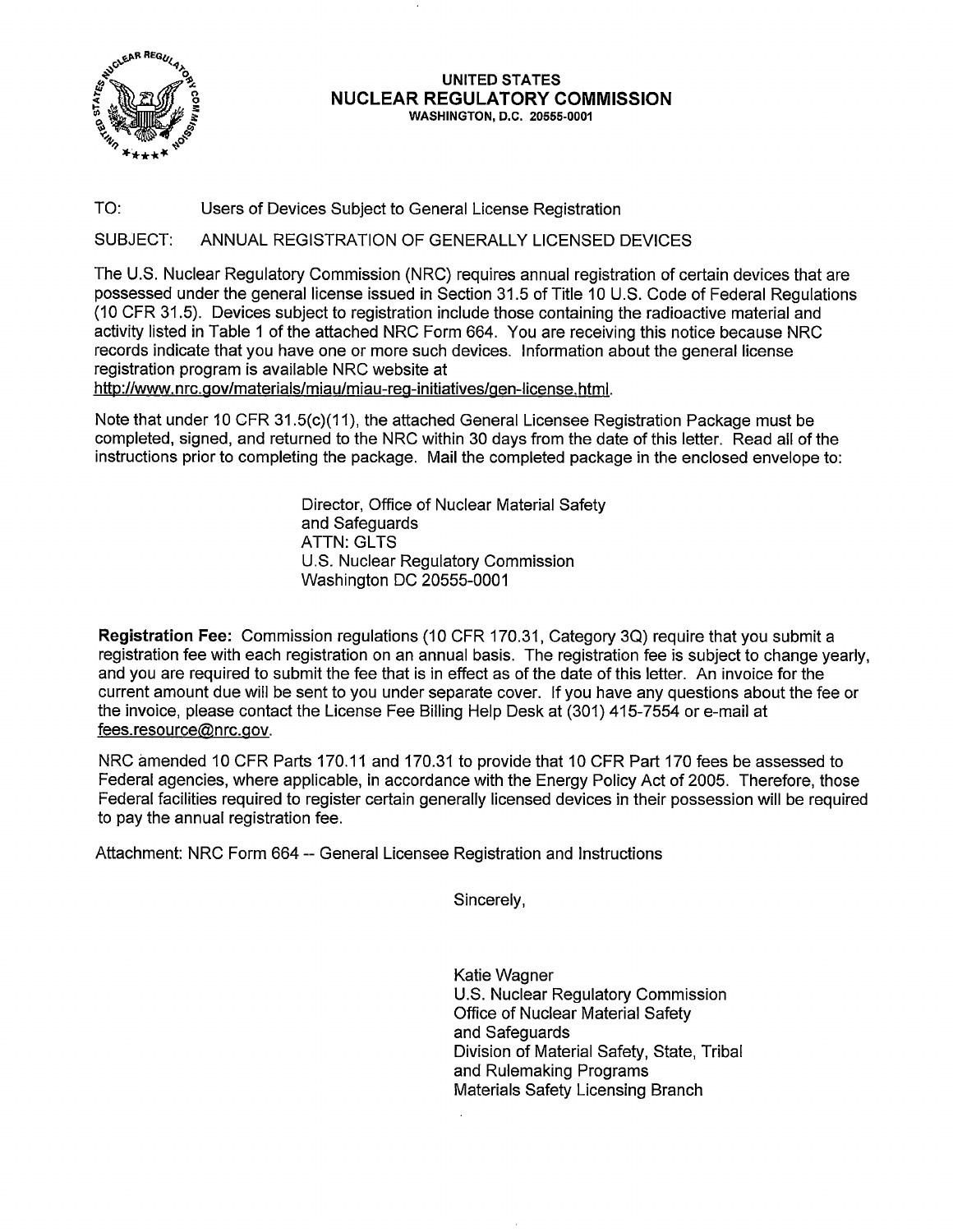**UNITED STATES**
**NUCLEAR REGULATORY COMMISSION**
**WASHINGTON, D.C. 20555-0001**

TO: Users of Devices Subject to General License Registration

SUBJECT: ANNUAL REGISTRATION OF GENERALLY LICENSED DEVICES

The U.S. Nuclear Regulatory Commission (NRC) requires annual registration of certain devices that are possessed under the general license issued in Section 31.5 of Title 10 U.S. Code of Federal Regulations (10 CFR 31.5). Devices subject to registration include those containing the radioactive material and activity listed in Table 1 of the attached NRC Form 664. You are receiving this notice because NRC records indicate that you have one or more such devices. Information about the general license registration program is available NRC website at http://www.nrc.gov/materials/miau/miau-reg-initiatives/gen-license.html.

Note that under 10 CFR 31.5(c)(11), the attached General Licensee Registration Package must be completed, signed, and returned to the NRC within 30 days from the date of this letter. Read all of the instructions prior to completing the package. Mail the completed package in the enclosed envelope to:

Director, Office of Nuclear Material Safety
and Safeguards
ATTN: GLTS
U.S. Nuclear Regulatory Commission
Washington DC 20555-0001

**Registration Fee:** Commission regulations (10 CFR 170.31, Category 3Q) require that you submit a registration fee with each registration on an annual basis. The registration fee is subject to change yearly, and you are required to submit the fee that is in effect as of the date of this letter. An invoice for the current amount due will be sent to you under separate cover. If you have any questions about the fee or the invoice, please contact the License Fee Billing Help Desk at (301) 415-7554 or e-mail at fees.resource@nrc.gov.

NRC amended 10 CFR Parts 170.11 and 170.31 to provide that 10 CFR Part 170 fees be assessed to Federal agencies, where applicable, in accordance with the Energy Policy Act of 2005. Therefore, those Federal facilities required to register certain generally licensed devices in their possession will be required to pay the annual registration fee.

Attachment: NRC Form 664 -- General Licensee Registration and Instructions

Sincerely,

Katie Wagner
U.S. Nuclear Regulatory Commission
Office of Nuclear Material Safety
and Safeguards
Division of Material Safety, State, Tribal
and Rulemaking Programs
Materials Safety Licensing Branch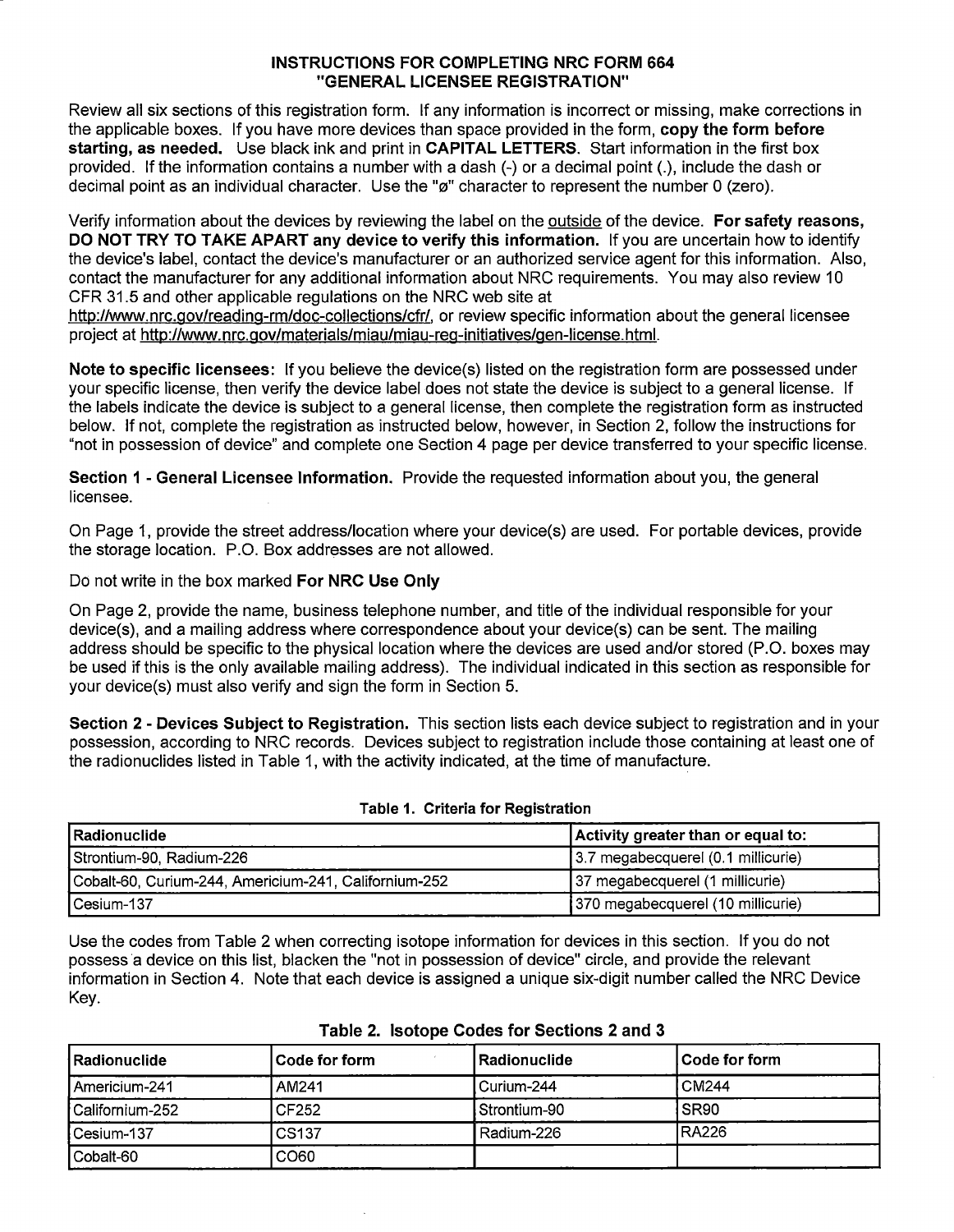# INSTRUCTIONS FOR COMPLETING NRC FORM 664 "GENERAL LICENSEE REGISTRATION"

Review all six sections of this registration form. If any information is incorrect or missing, make corrections in the applicable boxes. If you have more devices than space provided in the form, **copy the form before starting, as needed.** Use black ink and print in **CAPITAL LETTERS**. Start information in the first box provided. If the information contains a number with a dash (-) or a decimal point (.), include the dash or decimal point as an individual character. Use the "ø" character to represent the number 0 (zero).

Verify information about the devices by reviewing the label on the outside of the device. **For safety reasons, DO NOT TRY TO TAKE APART any device to verify this information.** If you are uncertain how to identify the device's label, contact the device's manufacturer or an authorized service agent for this information. Also, contact the manufacturer for any additional information about NRC requirements. You may also review 10 CFR 31.5 and other applicable regulations on the NRC web site at http://www.nrc.gov/reading-rm/doc-collections/cfr/, or review specific information about the general licensee project at http://www.nrc.gov/materials/miau/miau-reg-initiatives/gen-license.html.

**Note to specific licensees:** If you believe the device(s) listed on the registration form are possessed under your specific license, then verify the device label does not state the device is subject to a general license. If the labels indicate the device is subject to a general license, then complete the registration form as instructed below. If not, complete the registration as instructed below, however, in Section 2, follow the instructions for "not in possession of device" and complete one Section 4 page per device transferred to your specific license.

**Section 1 - General Licensee Information.** Provide the requested information about you, the general licensee.

On Page 1, provide the street address/location where your device(s) are used. For portable devices, provide the storage location. P.O. Box addresses are not allowed.

Do not write in the box marked **For NRC Use Only**

On Page 2, provide the name, business telephone number, and title of the individual responsible for your device(s), and a mailing address where correspondence about your device(s) can be sent. The mailing address should be specific to the physical location where the devices are used and/or stored (P.O. boxes may be used if this is the only available mailing address). The individual indicated in this section as responsible for your device(s) must also verify and sign the form in Section 5.

**Section 2 - Devices Subject to Registration.** This section lists each device subject to registration and in your possession, according to NRC records. Devices subject to registration include those containing at least one of the radionuclides listed in Table 1, with the activity indicated, at the time of manufacture.

**Table 1. Criteria for Registration**

| Radionuclide | Activity greater than or equal to: |
|---|---|
| Strontium-90, Radium-226 | 3.7 megabecquerel (0.1 millicurie) |
| Cobalt-60, Curium-244, Americium-241, Californium-252 | 37 megabecquerel (1 millicurie) |
| Cesium-137 | 370 megabecquerel (10 millicurie) |

Use the codes from Table 2 when correcting isotope information for devices in this section. If you do not possess a device on this list, blacken the "not in possession of device" circle, and provide the relevant information in Section 4. Note that each device is assigned a unique six-digit number called the NRC Device Key.

**Table 2. Isotope Codes for Sections 2 and 3**

| Radionuclide | Code for form | Radionuclide | Code for form |
|---|---|---|---|
| Americium-241 | AM241 | Curium-244 | CM244 |
| Californium-252 | CF252 | Strontium-90 | SR90 |
| Cesium-137 | CS137 | Radium-226 | RA226 |
| Cobalt-60 | CO60 | | |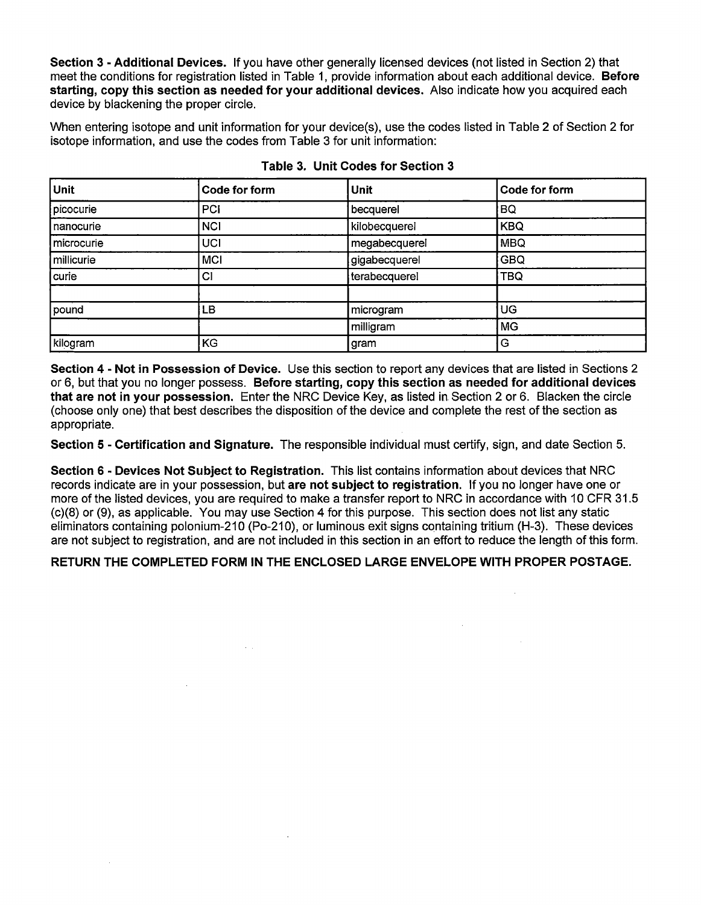**Section 3 - Additional Devices.** If you have other generally licensed devices (not listed in Section 2) that meet the conditions for registration listed in Table 1, provide information about each additional device. **Before starting, copy this section as needed for your additional devices.** Also indicate how you acquired each device by blackening the proper circle.

When entering isotope and unit information for your device(s), use the codes listed in Table 2 of Section 2 for isotope information, and use the codes from Table 3 for unit information:

**Table 3. Unit Codes for Section 3**

| Unit | Code for form | Unit | Code for form |
|---|---|---|---|
| picocurie | PCI | becquerel | BQ |
| nanocurie | NCI | kilobecquerel | KBQ |
| microcurie | UCI | megabecquerel | MBQ |
| millicurie | MCI | gigabecquerel | GBQ |
| curie | CI | terabecquerel | TBQ |
| | | | |
| pound | LB | microgram | UG |
| | | milligram | MG |
| kilogram | KG | gram | G |

**Section 4 - Not in Possession of Device.** Use this section to report any devices that are listed in Sections 2 or 6, but that you no longer possess. **Before starting, copy this section as needed for additional devices that are not in your possession.** Enter the NRC Device Key, as listed in Section 2 or 6. Blacken the circle (choose only one) that best describes the disposition of the device and complete the rest of the section as appropriate.

**Section 5 - Certification and Signature.** The responsible individual must certify, sign, and date Section 5.

**Section 6 - Devices Not Subject to Registration.** This list contains information about devices that NRC records indicate are in your possession, but **are not subject to registration.** If you no longer have one or more of the listed devices, you are required to make a transfer report to NRC in accordance with 10 CFR 31.5 (c)(8) or (9), as applicable. You may use Section 4 for this purpose. This section does not list any static eliminators containing polonium-210 (Po-210), or luminous exit signs containing tritium (H-3). These devices are not subject to registration, and are not included in this section in an effort to reduce the length of this form.

**RETURN THE COMPLETED FORM IN THE ENCLOSED LARGE ENVELOPE WITH PROPER POSTAGE.**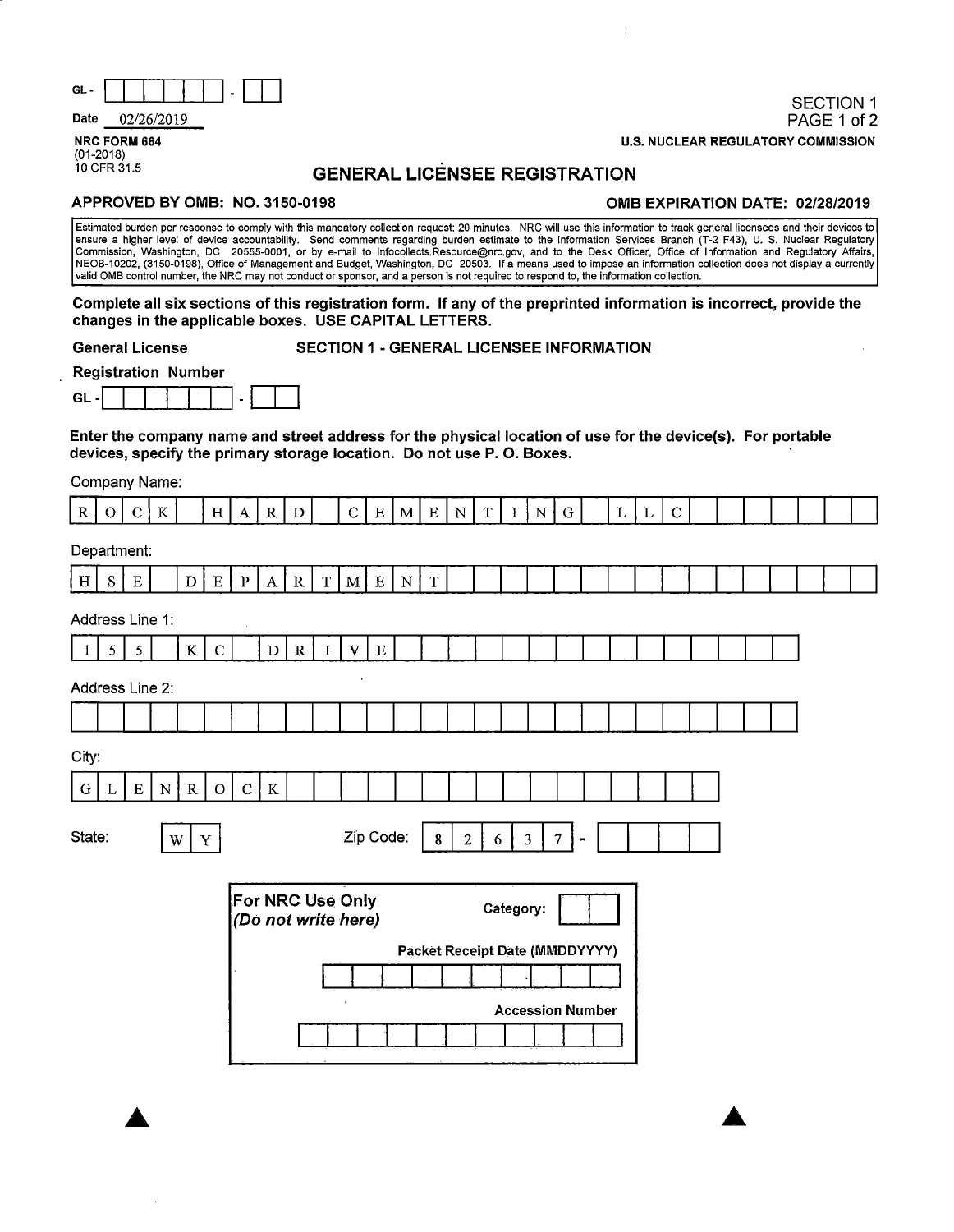GL - [ ] - [ ]

Date 02/26/2019

SECTION 1

NRC FORM 664
(01-2018)
10 CFR 31.5

U.S. NUCLEAR REGULATORY COMMISSION

# GENERAL LICENSEE REGISTRATION

**APPROVED BY OMB: NO. 3150-0198** **OMB EXPIRATION DATE: 02/28/2019**

Estimated burden per response to comply with this mandatory collection request: 20 minutes. NRC will use this information to track general licensees and their devices to ensure a higher level of device accountability. Send comments regarding burden estimate to the Information Services Branch (T-2 F43), U. S. Nuclear Regulatory Commission, Washington, DC 20555-0001, or by e-mail to Infocollects.Resource@nrc.gov, and to the Desk Officer, Office of Information and Regulatory Affairs, NEOB-10202, (3150-0198), Office of Management and Budget, Washington, DC 20503. If a means used to impose an information collection does not display a currently valid OMB control number, the NRC may not conduct or sponsor, and a person is not required to respond to, the information collection.

**Complete all six sections of this registration form. If any of the preprinted information is incorrect, provide the changes in the applicable boxes. USE CAPITAL LETTERS.**

**General License Registration Number** **SECTION 1 - GENERAL LICENSEE INFORMATION**

GL - [ ] - [ ]

**Enter the company name and street address for the physical location of use for the device(s). For portable devices, specify the primary storage location. Do not use P. O. Boxes.**

Company Name: ROCK HARD CEMENTING LLC

Department: HSE DEPARTMENT

Address Line 1: 155 KC DRIVE

Address Line 2:

City: GLENROCK

State: WY

Zip Code: 82637 -

**For NRC Use Only**
***(Do not write here)***

**Category:**

**Packet Receipt Date (MMDDYYYY)**

**Accession Number**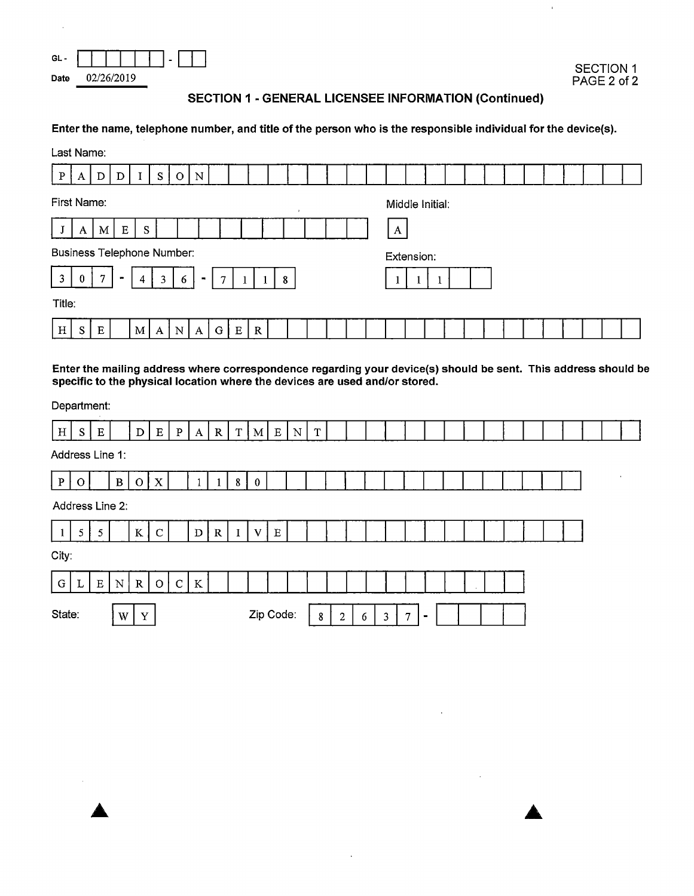GL - ________ - ____

Date 02/26/2019

SECTION 1
PAGE 2 of 2

## SECTION 1 - GENERAL LICENSEE INFORMATION (Continued)

**Enter the name, telephone number, and title of the person who is the responsible individual for the device(s).**

Last Name: PADDISON

First Name: JAMES

Middle Initial: A

Business Telephone Number: 307 - 436 - 7118

Extension: 111

Title: HSE MANAGER

**Enter the mailing address where correspondence regarding your device(s) should be sent. This address should be specific to the physical location where the devices are used and/or stored.**

Department: HSE DEPARTMENT

Address Line 1: PO BOX 1180

Address Line 2: 155 KC DRIVE

City: GLENROCK

State: WY

Zip Code: 82637 -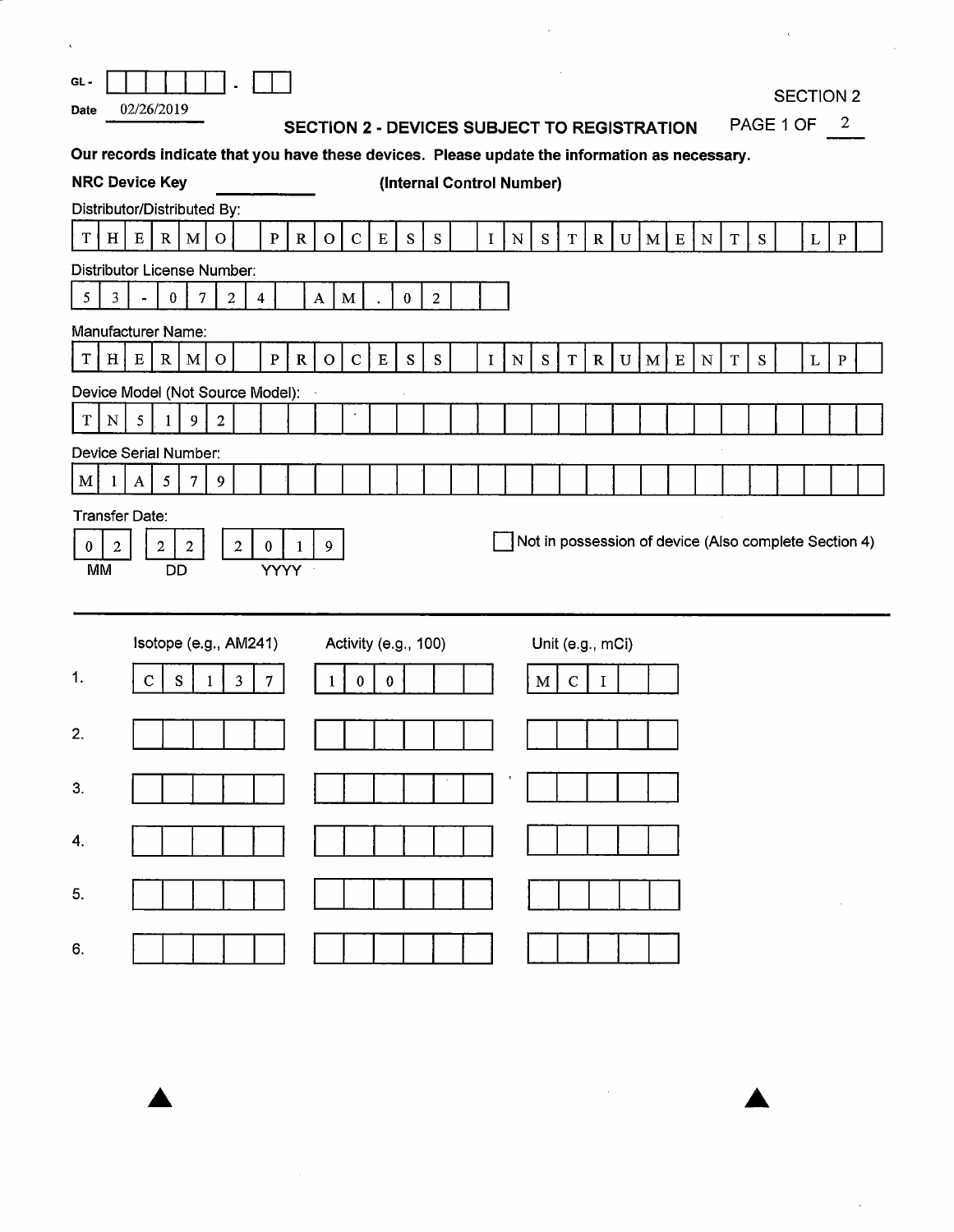GL - ______ . __

Date 02/26/2019

SECTION 2

## SECTION 2 - DEVICES SUBJECT TO REGISTRATION

PAGE 1 OF 2

**Our records indicate that you have these devices. Please update the information as necessary.**

**NRC Device Key** ________ **(Internal Control Number)**

Distributor/Distributed By:

THERMO PROCESS INSTRUMENTS LP

Distributor License Number:

53-0724 AM.02

Manufacturer Name:

THERMO PROCESS INSTRUMENTS LP

Device Model (Not Source Model):

TN5192

Device Serial Number:

M1A579

Transfer Date:

| MM | DD | YYYY |
|---|---|---|
| 02 | 22 | 2019 |

☐ Not in possession of device (Also complete Section 4)

| | Isotope (e.g., AM241) | Activity (e.g., 100) | Unit (e.g., mCi) |
|---|---|---|---|
| 1. | CS137 | 100 | MCI |
| 2. | | | |
| 3. | | | |
| 4. | | | |
| 5. | | | |
| 6. | | | |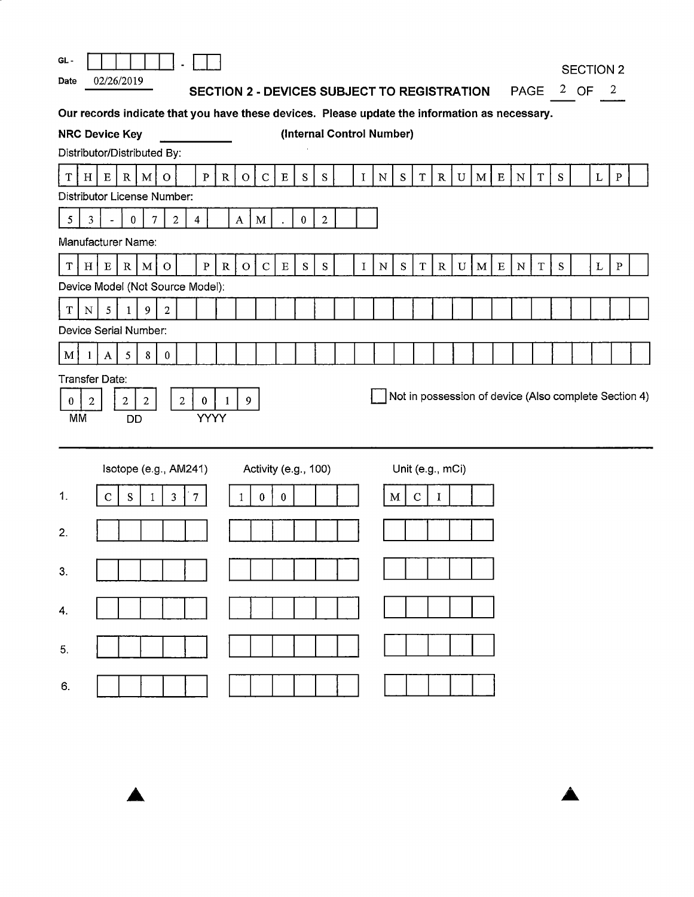GL - ______ - __

Date 02/26/2019

SECTION 2

## SECTION 2 - DEVICES SUBJECT TO REGISTRATION

PAGE 2 OF 2

**Our records indicate that you have these devices. Please update the information as necessary.**

**NRC Device Key** ____________ **(Internal Control Number)**

Distributor/Distributed By:

THERMO PROCESS INSTRUMENTS LP

Distributor License Number:

53-0724 AM.02

Manufacturer Name:

THERMO PROCESS INSTRUMENTS LP

Device Model (Not Source Model):

TN5192

Device Serial Number:

M1A580

Transfer Date:

| MM | DD | YYYY |
|---|---|---|
| 02 | 22 | 2019 |

☐ Not in possession of device (Also complete Section 4)

| | Isotope (e.g., AM241) | Activity (e.g., 100) | Unit (e.g., mCi) |
|---|---|---|---|
| 1. | CS137 | 100 | MCI |
| 2. | | | |
| 3. | | | |
| 4. | | | |
| 5. | | | |
| 6. | | | |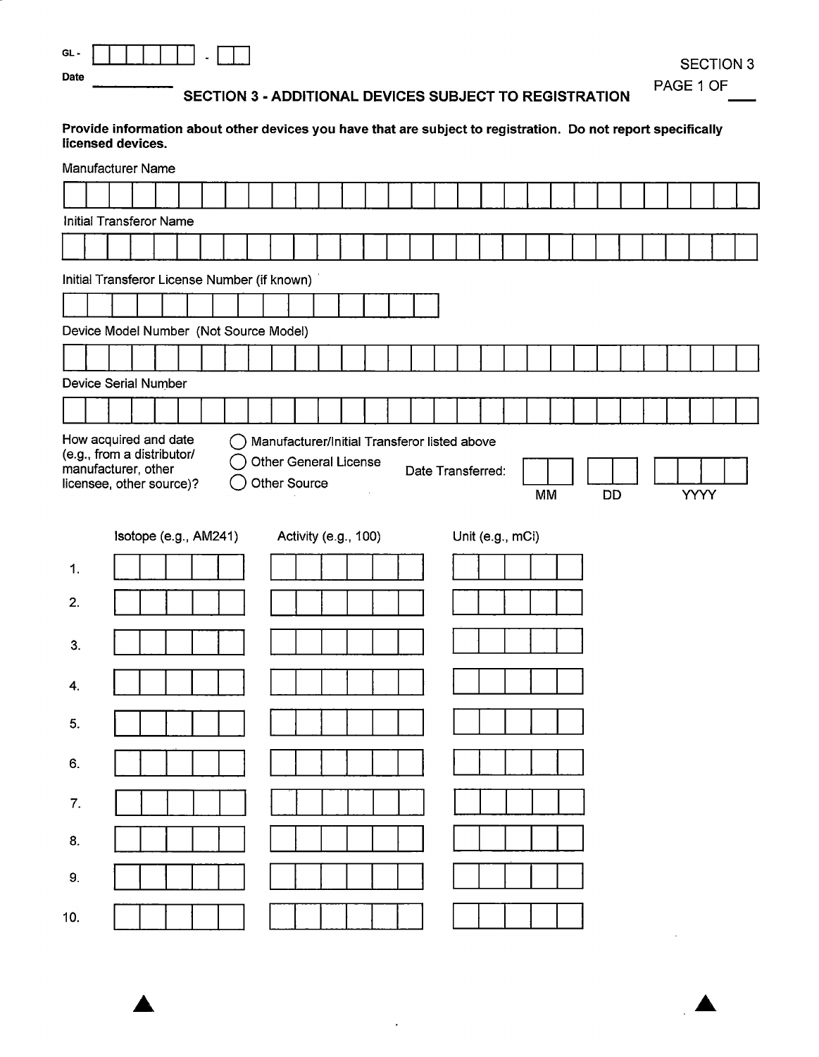GL - ______ - __

Date ______

SECTION 3

PAGE 1 OF ___

## SECTION 3 - ADDITIONAL DEVICES SUBJECT TO REGISTRATION

**Provide information about other devices you have that are subject to registration. Do not report specifically licensed devices.**

Manufacturer Name

Initial Transferor Name

Initial Transferor License Number (if known)

Device Model Number (Not Source Model)

Device Serial Number

How acquired and date (e.g., from a distributor/ manufacturer, other licensee, other source)?

- ◯ Manufacturer/Initial Transferor listed above
- ◯ Other General License
- ◯ Other Source

Date Transferred: ___ MM ___ DD ___ YYYY

| | Isotope (e.g., AM241) | Activity (e.g., 100) | Unit (e.g., mCi) |
|---|---|---|---|
| 1. | | | |
| 2. | | | |
| 3. | | | |
| 4. | | | |
| 5. | | | |
| 6. | | | |
| 7. | | | |
| 8. | | | |
| 9. | | | |
| 10. | | | |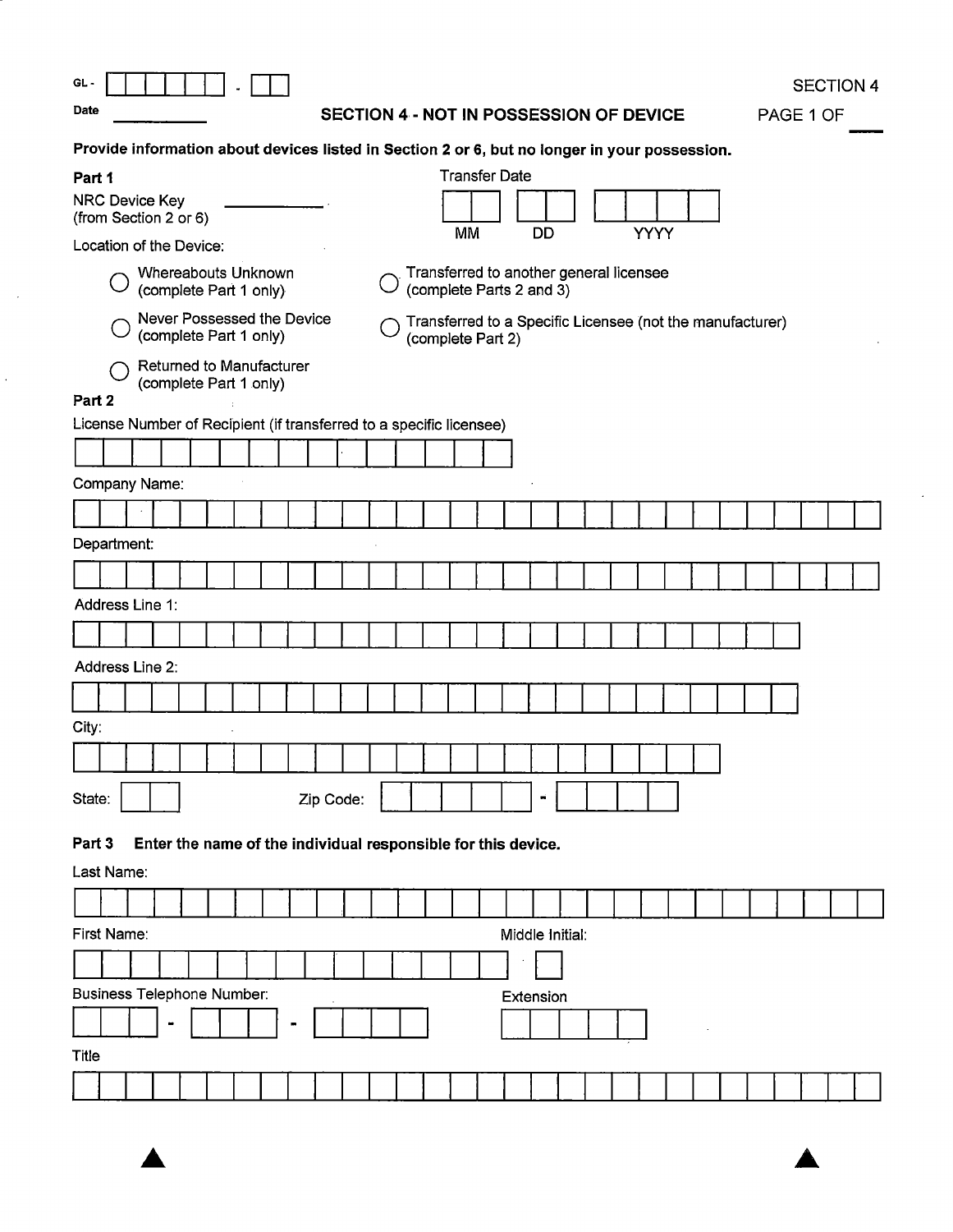GL - [ ][ ][ ][ ][ ][ ] - [ ][ ]

Date ________

SECTION 4

## SECTION 4 - NOT IN POSSESSION OF DEVICE

PAGE 1 OF ____

**Provide information about devices listed in Section 2 or 6, but no longer in your possession.**

### Part 1

NRC Device Key (from Section 2 or 6) ____________

Transfer Date

[ ][ ] MM [ ][ ] DD [ ][ ][ ][ ] YYYY

Location of the Device:

- ○ Whereabouts Unknown (complete Part 1 only)
- ○ Never Possessed the Device (complete Part 1 only)
- ○ Returned to Manufacturer (complete Part 1 only)
- ○ Transferred to another general licensee (complete Parts 2 and 3)
- ○ Transferred to a Specific Licensee (not the manufacturer) (complete Part 2)

### Part 2

License Number of Recipient (if transferred to a specific licensee)

Company Name:

Department:

Address Line 1:

Address Line 2:

City:

State: [ ][ ]  Zip Code: [ ][ ][ ][ ][ ] - [ ][ ][ ][ ]

### Part 3 Enter the name of the individual responsible for this device.

Last Name:

First Name:

Middle Initial:

Business Telephone Number: [ ][ ][ ] - [ ][ ][ ] - [ ][ ][ ][ ]

Extension

Title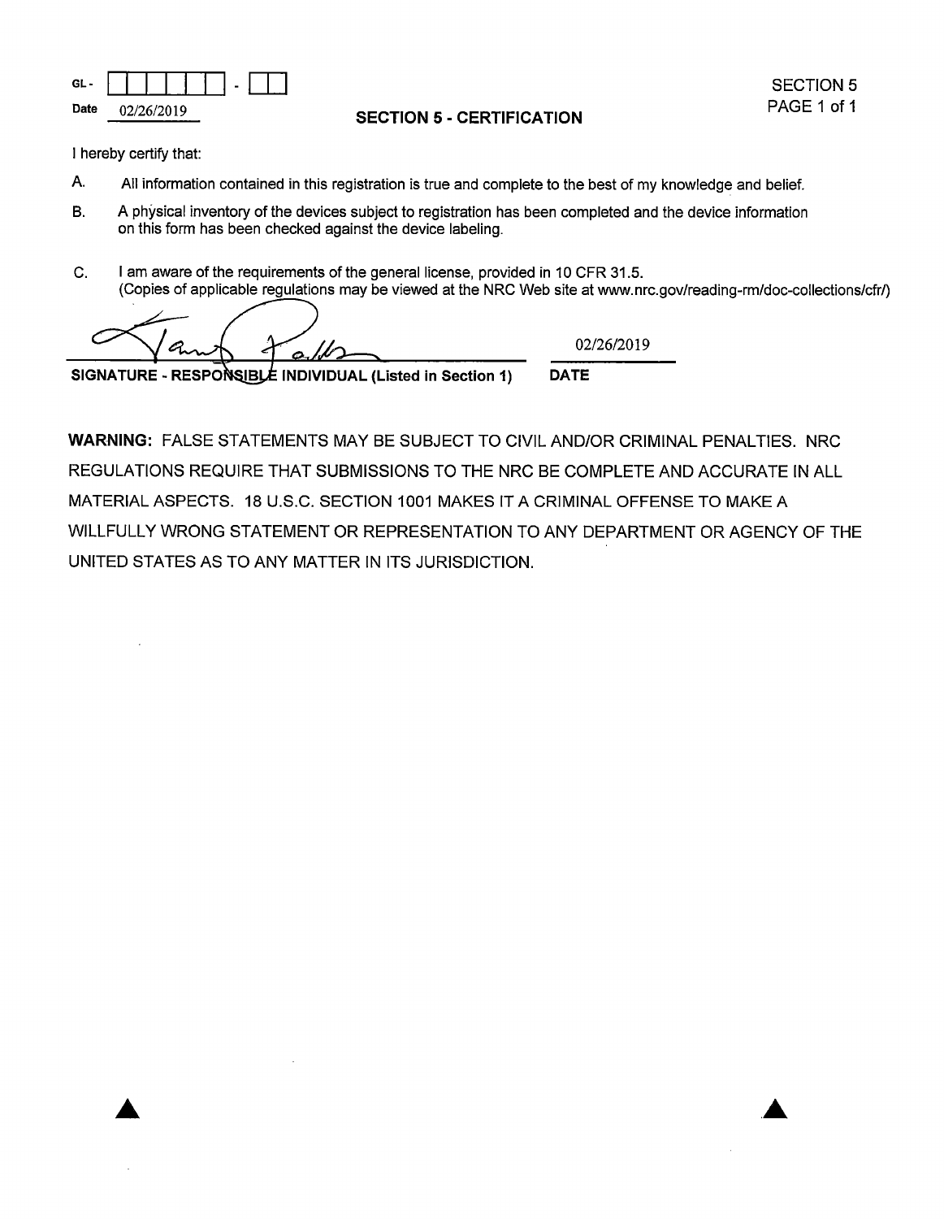GL - [ ][ ][ ][ ][ ][ ] - [ ][ ]

Date 02/26/2019

SECTION 5
PAGE 1 of 1

## SECTION 5 - CERTIFICATION

I hereby certify that:

A. All information contained in this registration is true and complete to the best of my knowledge and belief.

B. A physical inventory of the devices subject to registration has been completed and the device information on this form has been checked against the device labeling.

C. I am aware of the requirements of the general license, provided in 10 CFR 31.5.
(Copies of applicable regulations may be viewed at the NRC Web site at www.nrc.gov/reading-rm/doc-collections/cfr/)

| SIGNATURE - RESPONSIBLE INDIVIDUAL (Listed in Section 1) | DATE |
| --- | --- |
| [signature] | 02/26/2019 |

**WARNING:** FALSE STATEMENTS MAY BE SUBJECT TO CIVIL AND/OR CRIMINAL PENALTIES. NRC REGULATIONS REQUIRE THAT SUBMISSIONS TO THE NRC BE COMPLETE AND ACCURATE IN ALL MATERIAL ASPECTS. 18 U.S.C. SECTION 1001 MAKES IT A CRIMINAL OFFENSE TO MAKE A WILLFULLY WRONG STATEMENT OR REPRESENTATION TO ANY DEPARTMENT OR AGENCY OF THE UNITED STATES AS TO ANY MATTER IN ITS JURISDICTION.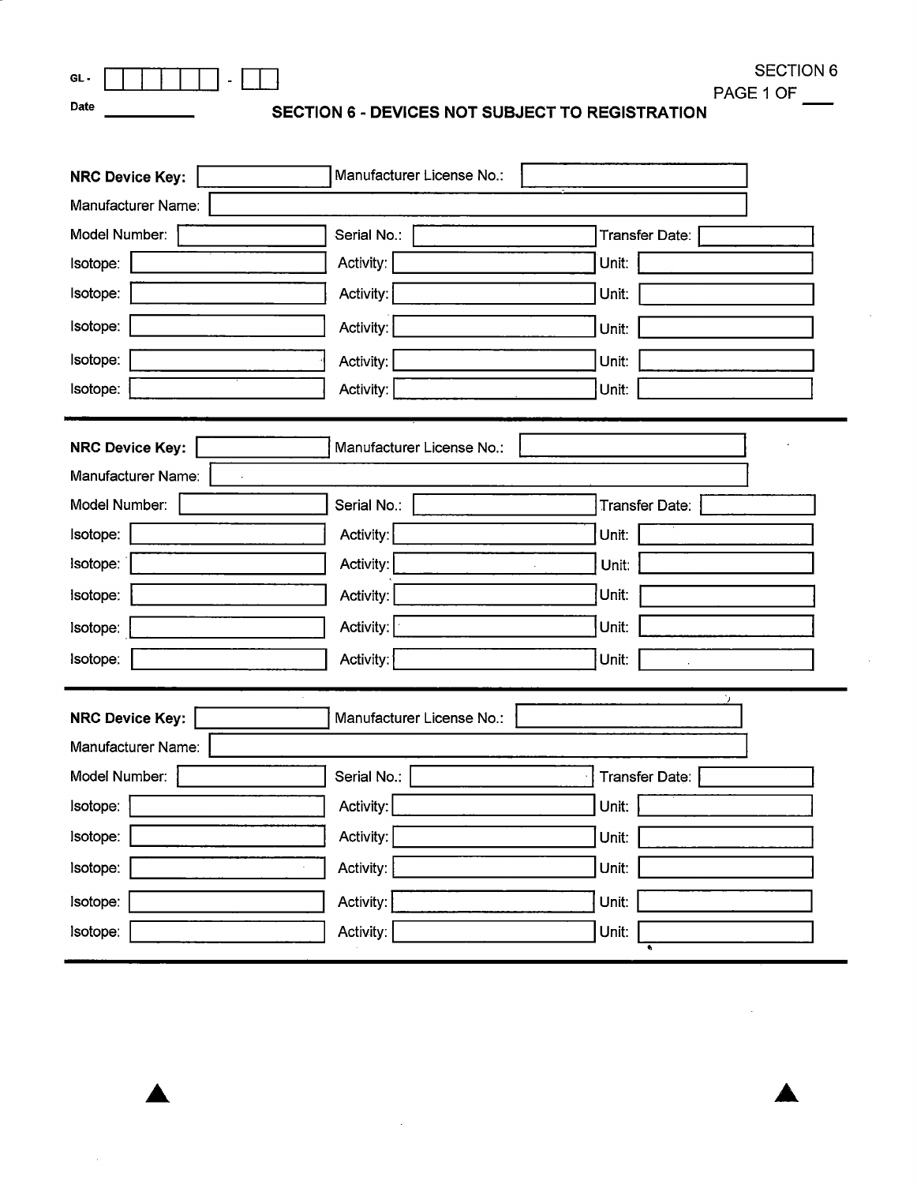GL - [ ][ ][ ][ ][ ][ ] - [ ][ ]

Date ________

SECTION 6

PAGE 1 OF ___

# SECTION 6 - DEVICES NOT SUBJECT TO REGISTRATION

**NRC Device Key:** ________ Manufacturer License No.: ________

Manufacturer Name: ________

| Model Number: | | Serial No.: | | Transfer Date: | |
|---|---|---|---|---|---|
| Isotope: | | Activity: | | Unit: | |
| Isotope: | | Activity: | | Unit: | |
| Isotope: | | Activity: | | Unit: | |
| Isotope: | | Activity: | | Unit: | |
| Isotope: | | Activity: | | Unit: | |

---

**NRC Device Key:** ________ Manufacturer License No.: ________

Manufacturer Name: ________

| Model Number: | | Serial No.: | | Transfer Date: | |
|---|---|---|---|---|---|
| Isotope: | | Activity: | | Unit: | |
| Isotope: | | Activity: | | Unit: | |
| Isotope: | | Activity: | | Unit: | |
| Isotope: | | Activity: | | Unit: | |
| Isotope: | | Activity: | | Unit: | |

---

**NRC Device Key:** ________ Manufacturer License No.: ________

Manufacturer Name: ________

| Model Number: | | Serial No.: | | Transfer Date: | |
|---|---|---|---|---|---|
| Isotope: | | Activity: | | Unit: | |
| Isotope: | | Activity: | | Unit: | |
| Isotope: | | Activity: | | Unit: | |
| Isotope: | | Activity: | | Unit: | |
| Isotope: | | Activity: | | Unit: | |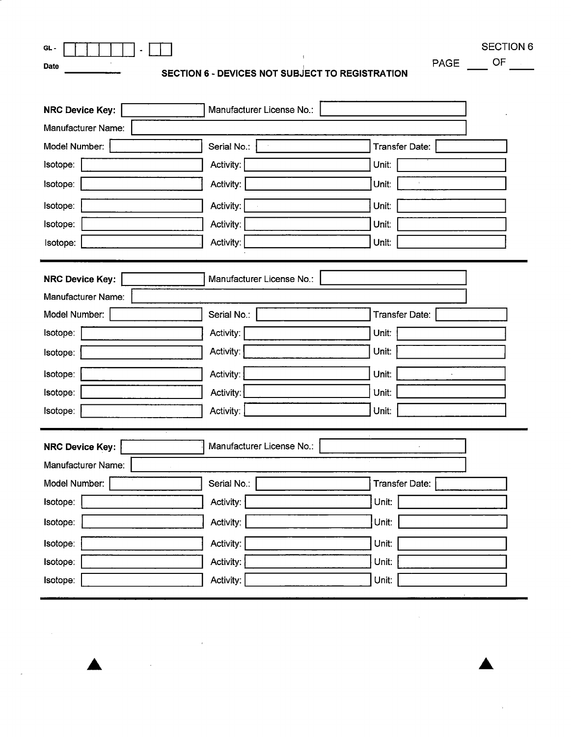GL - \_\_\_\_\_\_ - \_\_

Date \_\_\_\_\_\_

SECTION 6

PAGE \_\_\_ OF \_\_\_

## SECTION 6 - DEVICES NOT SUBJECT TO REGISTRATION

| | | | | | |
|---|---|---|---|---|---|
| **NRC Device Key:** | | Manufacturer License No.: | | | |
| Manufacturer Name: | | | | | |
| Model Number: | | Serial No.: | | Transfer Date: | |
| Isotope: | | Activity: | | Unit: | |
| Isotope: | | Activity: | | Unit: | |
| Isotope: | | Activity: | | Unit: | |
| Isotope: | | Activity: | | Unit: | |
| Isotope: | | Activity: | | Unit: | |

---

| | | | | | |
|---|---|---|---|---|---|
| **NRC Device Key:** | | Manufacturer License No.: | | | |
| Manufacturer Name: | | | | | |
| Model Number: | | Serial No.: | | Transfer Date: | |
| Isotope: | | Activity: | | Unit: | |
| Isotope: | | Activity: | | Unit: | |
| Isotope: | | Activity: | | Unit: | |
| Isotope: | | Activity: | | Unit: | |
| Isotope: | | Activity: | | Unit: | |

---

| | | | | | |
|---|---|---|---|---|---|
| **NRC Device Key:** | | Manufacturer License No.: | | | |
| Manufacturer Name: | | | | | |
| Model Number: | | Serial No.: | | Transfer Date: | |
| Isotope: | | Activity: | | Unit: | |
| Isotope: | | Activity: | | Unit: | |
| Isotope: | | Activity: | | Unit: | |
| Isotope: | | Activity: | | Unit: | |
| Isotope: | | Activity: | | Unit: | |